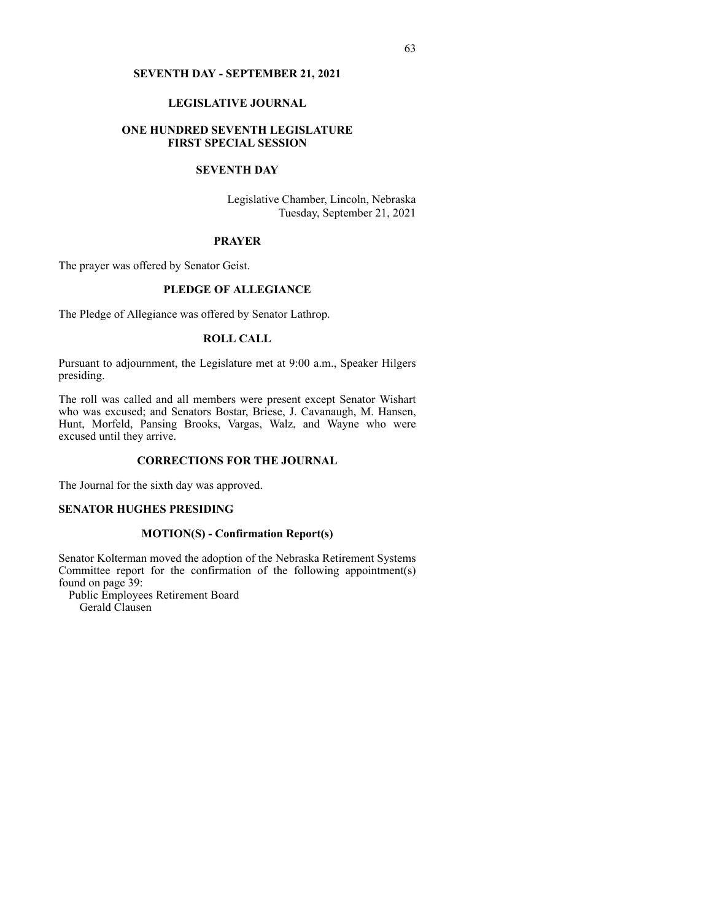# SEVENTH DAY - SEPTEMBER 21, 2021

## LEGISLATIVE JOURNAL

## ONE HUNDRED SEVENTH LEGISLATURE
## FIRST SPECIAL SESSION

## SEVENTH DAY

Legislative Chamber, Lincoln, Nebraska
Tuesday, September 21, 2021

### PRAYER

The prayer was offered by Senator Geist.

### PLEDGE OF ALLEGIANCE

The Pledge of Allegiance was offered by Senator Lathrop.

### ROLL CALL

Pursuant to adjournment, the Legislature met at 9:00 a.m., Speaker Hilgers presiding.

The roll was called and all members were present except Senator Wishart who was excused; and Senators Bostar, Briese, J. Cavanaugh, M. Hansen, Hunt, Morfeld, Pansing Brooks, Vargas, Walz, and Wayne who were excused until they arrive.

### CORRECTIONS FOR THE JOURNAL

The Journal for the sixth day was approved.

### SENATOR HUGHES PRESIDING

### MOTION(S) - Confirmation Report(s)

Senator Kolterman moved the adoption of the Nebraska Retirement Systems Committee report for the confirmation of the following appointment(s) found on page 39:

Public Employees Retirement Board
Gerald Clausen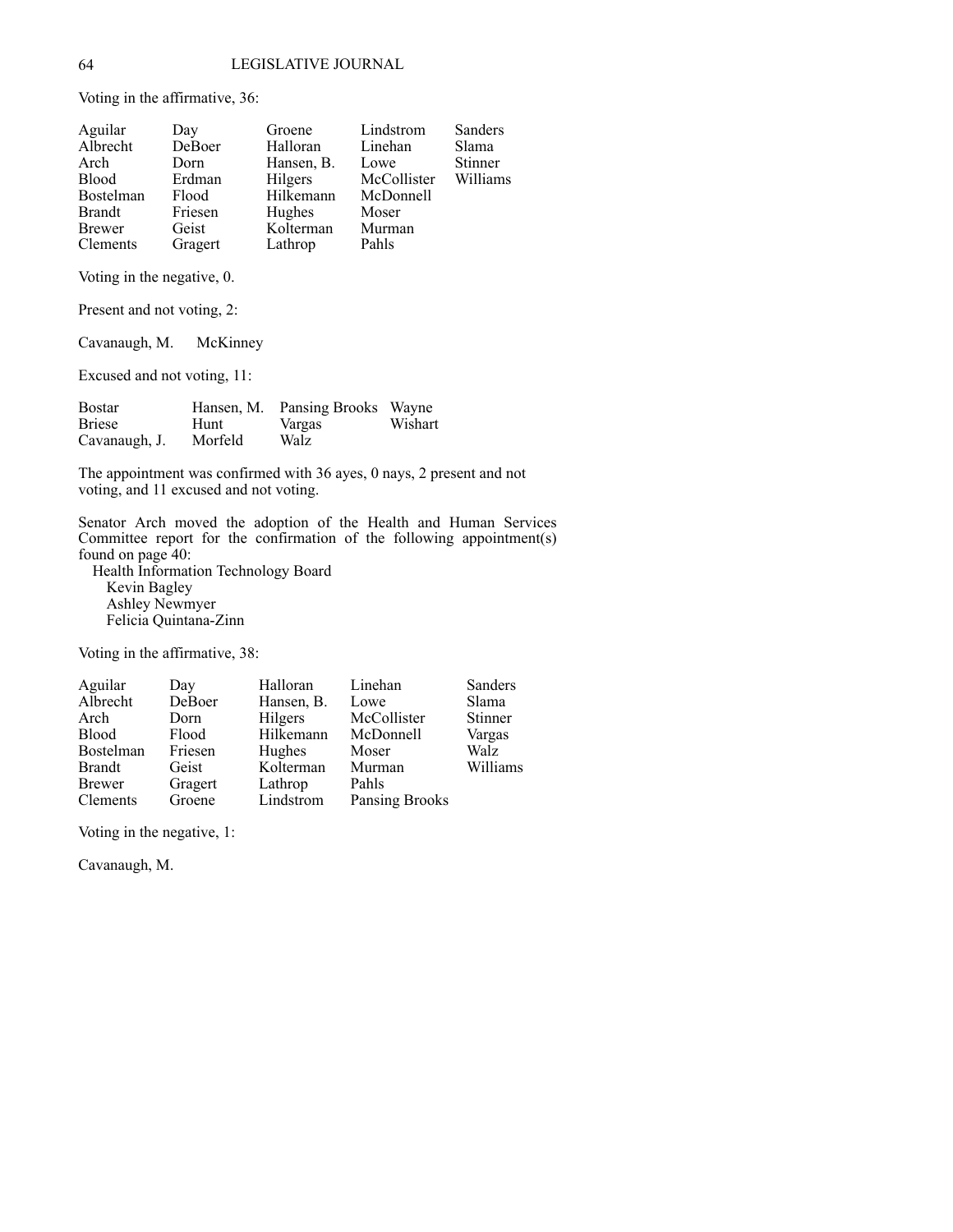Voting in the affirmative, 36:

| | | | | |
|---|---|---|---|---|
| Aguilar | Day | Groene | Lindstrom | Sanders |
| Albrecht | DeBoer | Halloran | Linehan | Slama |
| Arch | Dorn | Hansen, B. | Lowe | Stinner |
| Blood | Erdman | Hilgers | McCollister | Williams |
| Bostelman | Flood | Hilkemann | McDonnell | |
| Brandt | Friesen | Hughes | Moser | |
| Brewer | Geist | Kolterman | Murman | |
| Clements | Gragert | Lathrop | Pahls | |

Voting in the negative, 0.

Present and not voting, 2:

Cavanaugh, M. McKinney

Excused and not voting, 11:

| | | | |
|---|---|---|---|
| Bostar | Hansen, M. | Pansing Brooks | Wayne |
| Briese | Hunt | Vargas | Wishart |
| Cavanaugh, J. | Morfeld | Walz | |

The appointment was confirmed with 36 ayes, 0 nays, 2 present and not voting, and 11 excused and not voting.

Senator Arch moved the adoption of the Health and Human Services Committee report for the confirmation of the following appointment(s) found on page 40:

Health Information Technology Board
- Kevin Bagley
- Ashley Newmyer
- Felicia Quintana-Zinn

Voting in the affirmative, 38:

| | | | | |
|---|---|---|---|---|
| Aguilar | Day | Halloran | Linehan | Sanders |
| Albrecht | DeBoer | Hansen, B. | Lowe | Slama |
| Arch | Dorn | Hilgers | McCollister | Stinner |
| Blood | Flood | Hilkemann | McDonnell | Vargas |
| Bostelman | Friesen | Hughes | Moser | Walz |
| Brandt | Geist | Kolterman | Murman | Williams |
| Brewer | Gragert | Lathrop | Pahls | |
| Clements | Groene | Lindstrom | Pansing Brooks | |

Voting in the negative, 1:

Cavanaugh, M.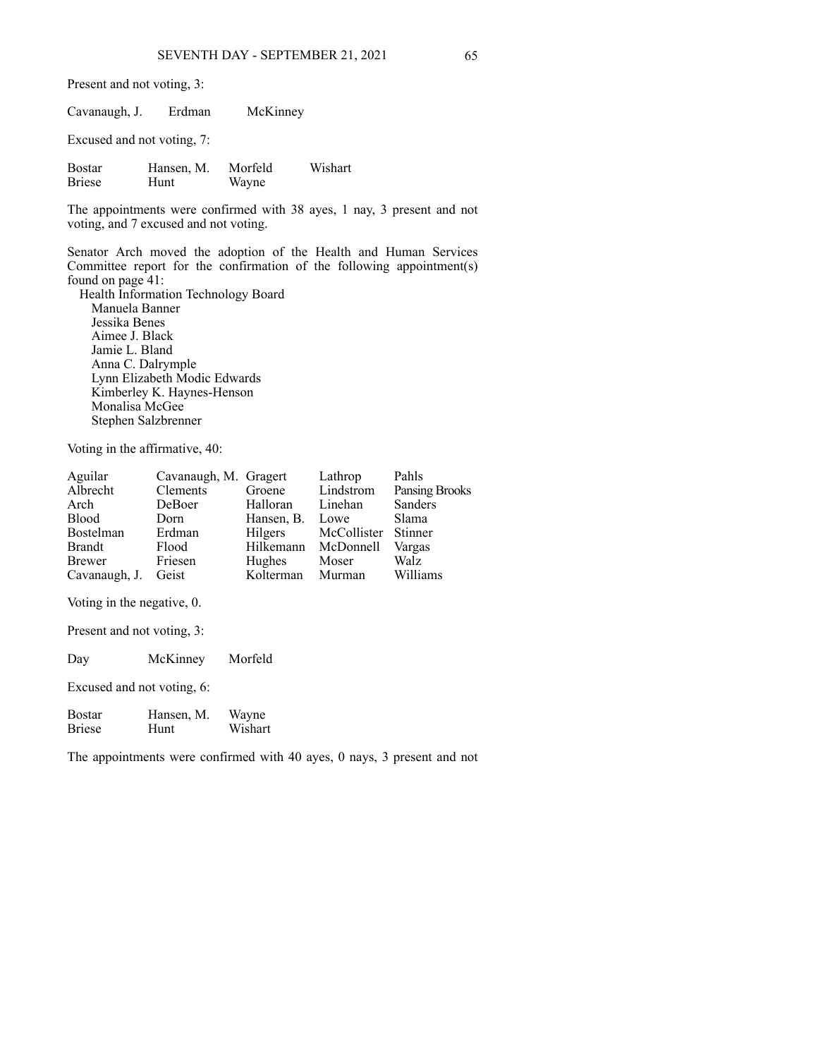Present and not voting, 3:

| | | |
|---|---|---|
| Cavanaugh, J. | Erdman | McKinney |

Excused and not voting, 7:

| | | | |
|---|---|---|---|
| Bostar | Hansen, M. | Morfeld | Wishart |
| Briese | Hunt | Wayne | |

The appointments were confirmed with 38 ayes, 1 nay, 3 present and not voting, and 7 excused and not voting.

Senator Arch moved the adoption of the Health and Human Services Committee report for the confirmation of the following appointment(s) found on page 41:

Health Information Technology Board
- Manuela Banner
- Jessika Benes
- Aimee J. Black
- Jamie L. Bland
- Anna C. Dalrymple
- Lynn Elizabeth Modic Edwards
- Kimberley K. Haynes-Henson
- Monalisa McGee
- Stephen Salzbrenner

Voting in the affirmative, 40:

| | | | | |
|---|---|---|---|---|
| Aguilar | Cavanaugh, M. | Gragert | Lathrop | Pahls |
| Albrecht | Clements | Groene | Lindstrom | Pansing Brooks |
| Arch | DeBoer | Halloran | Linehan | Sanders |
| Blood | Dorn | Hansen, B. | Lowe | Slama |
| Bostelman | Erdman | Hilgers | McCollister | Stinner |
| Brandt | Flood | Hilkemann | McDonnell | Vargas |
| Brewer | Friesen | Hughes | Moser | Walz |
| Cavanaugh, J. | Geist | Kolterman | Murman | Williams |

Voting in the negative, 0.

Present and not voting, 3:

| | | |
|---|---|---|
| Day | McKinney | Morfeld |

Excused and not voting, 6:

| | | |
|---|---|---|
| Bostar | Hansen, M. | Wayne |
| Briese | Hunt | Wishart |

The appointments were confirmed with 40 ayes, 0 nays, 3 present and not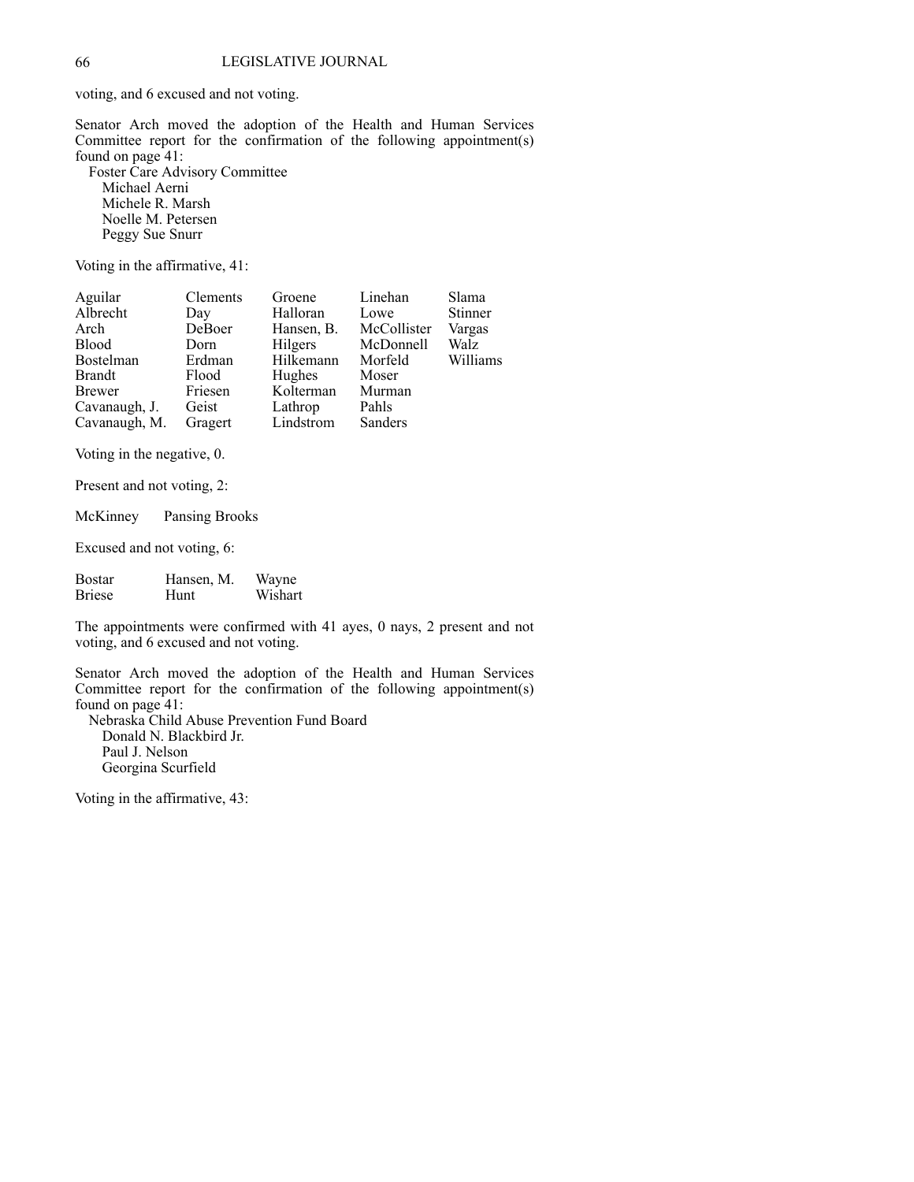voting, and 6 excused and not voting.

Senator Arch moved the adoption of the Health and Human Services Committee report for the confirmation of the following appointment(s) found on page 41:

Foster Care Advisory Committee
Michael Aerni
Michele R. Marsh
Noelle M. Petersen
Peggy Sue Snurr

Voting in the affirmative, 41:

| | | | | |
|---|---|---|---|---|
| Aguilar | Clements | Groene | Linehan | Slama |
| Albrecht | Day | Halloran | Lowe | Stinner |
| Arch | DeBoer | Hansen, B. | McCollister | Vargas |
| Blood | Dorn | Hilgers | McDonnell | Walz |
| Bostelman | Erdman | Hilkemann | Morfeld | Williams |
| Brandt | Flood | Hughes | Moser | |
| Brewer | Friesen | Kolterman | Murman | |
| Cavanaugh, J. | Geist | Lathrop | Pahls | |
| Cavanaugh, M. | Gragert | Lindstrom | Sanders | |

Voting in the negative, 0.

Present and not voting, 2:

McKinney Pansing Brooks

Excused and not voting, 6:

| | | |
|---|---|---|
| Bostar | Hansen, M. | Wayne |
| Briese | Hunt | Wishart |

The appointments were confirmed with 41 ayes, 0 nays, 2 present and not voting, and 6 excused and not voting.

Senator Arch moved the adoption of the Health and Human Services Committee report for the confirmation of the following appointment(s) found on page 41:

Nebraska Child Abuse Prevention Fund Board
Donald N. Blackbird Jr.
Paul J. Nelson
Georgina Scurfield

Voting in the affirmative, 43: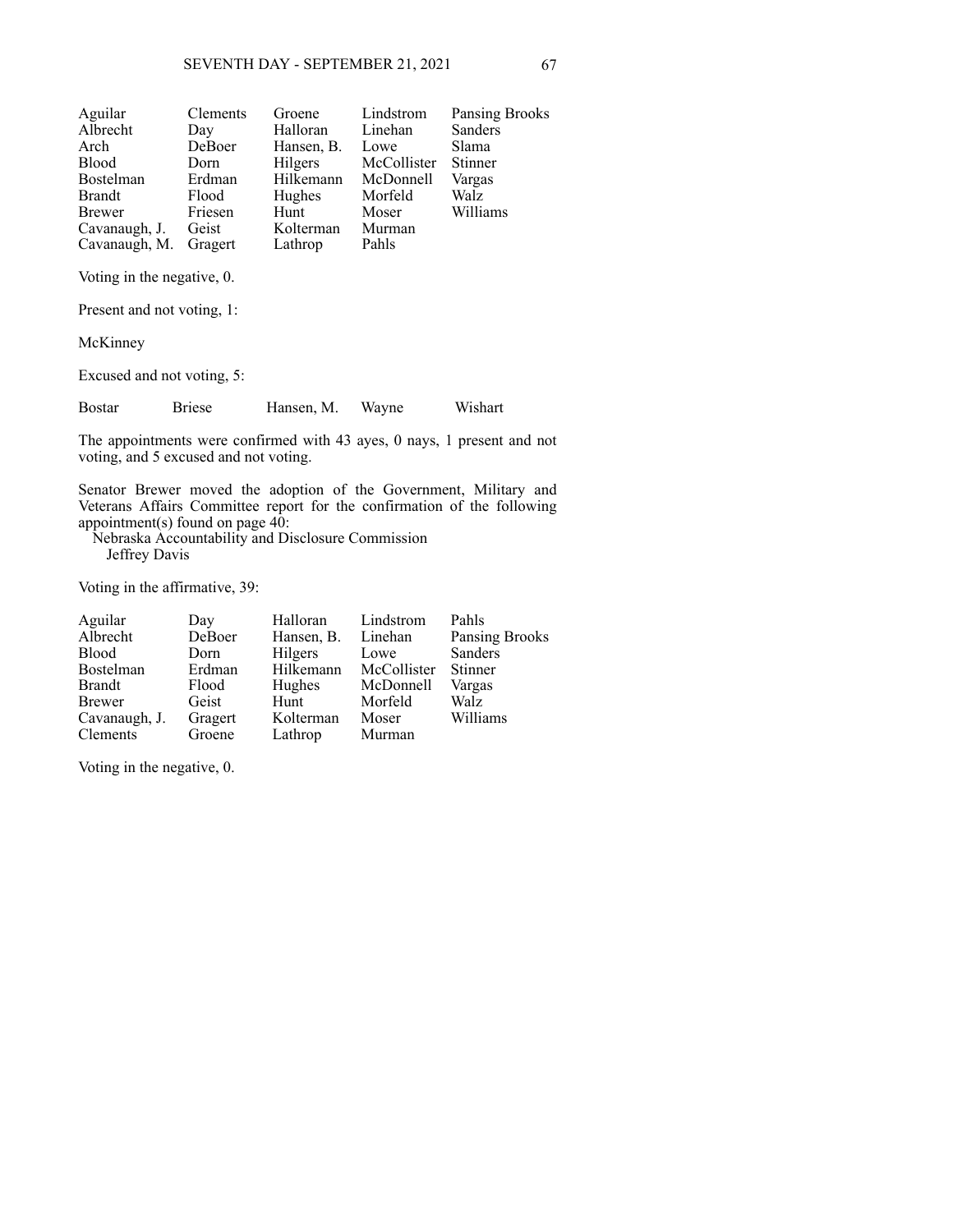| | | | | |
|---|---|---|---|---|
| Aguilar | Clements | Groene | Lindstrom | Pansing Brooks |
| Albrecht | Day | Halloran | Linehan | Sanders |
| Arch | DeBoer | Hansen, B. | Lowe | Slama |
| Blood | Dorn | Hilgers | McCollister | Stinner |
| Bostelman | Erdman | Hilkemann | McDonnell | Vargas |
| Brandt | Flood | Hughes | Morfeld | Walz |
| Brewer | Friesen | Hunt | Moser | Williams |
| Cavanaugh, J. | Geist | Kolterman | Murman | |
| Cavanaugh, M. | Gragert | Lathrop | Pahls | |

Voting in the negative, 0.

Present and not voting, 1:

McKinney

Excused and not voting, 5:

| | | | | |
|---|---|---|---|---|
| Bostar | Briese | Hansen, M. | Wayne | Wishart |

The appointments were confirmed with 43 ayes, 0 nays, 1 present and not voting, and 5 excused and not voting.

Senator Brewer moved the adoption of the Government, Military and Veterans Affairs Committee report for the confirmation of the following appointment(s) found on page 40:

Nebraska Accountability and Disclosure Commission
Jeffrey Davis

Voting in the affirmative, 39:

| | | | | |
|---|---|---|---|---|
| Aguilar | Day | Halloran | Lindstrom | Pahls |
| Albrecht | DeBoer | Hansen, B. | Linehan | Pansing Brooks |
| Blood | Dorn | Hilgers | Lowe | Sanders |
| Bostelman | Erdman | Hilkemann | McCollister | Stinner |
| Brandt | Flood | Hughes | McDonnell | Vargas |
| Brewer | Geist | Hunt | Morfeld | Walz |
| Cavanaugh, J. | Gragert | Kolterman | Moser | Williams |
| Clements | Groene | Lathrop | Murman | |

Voting in the negative, 0.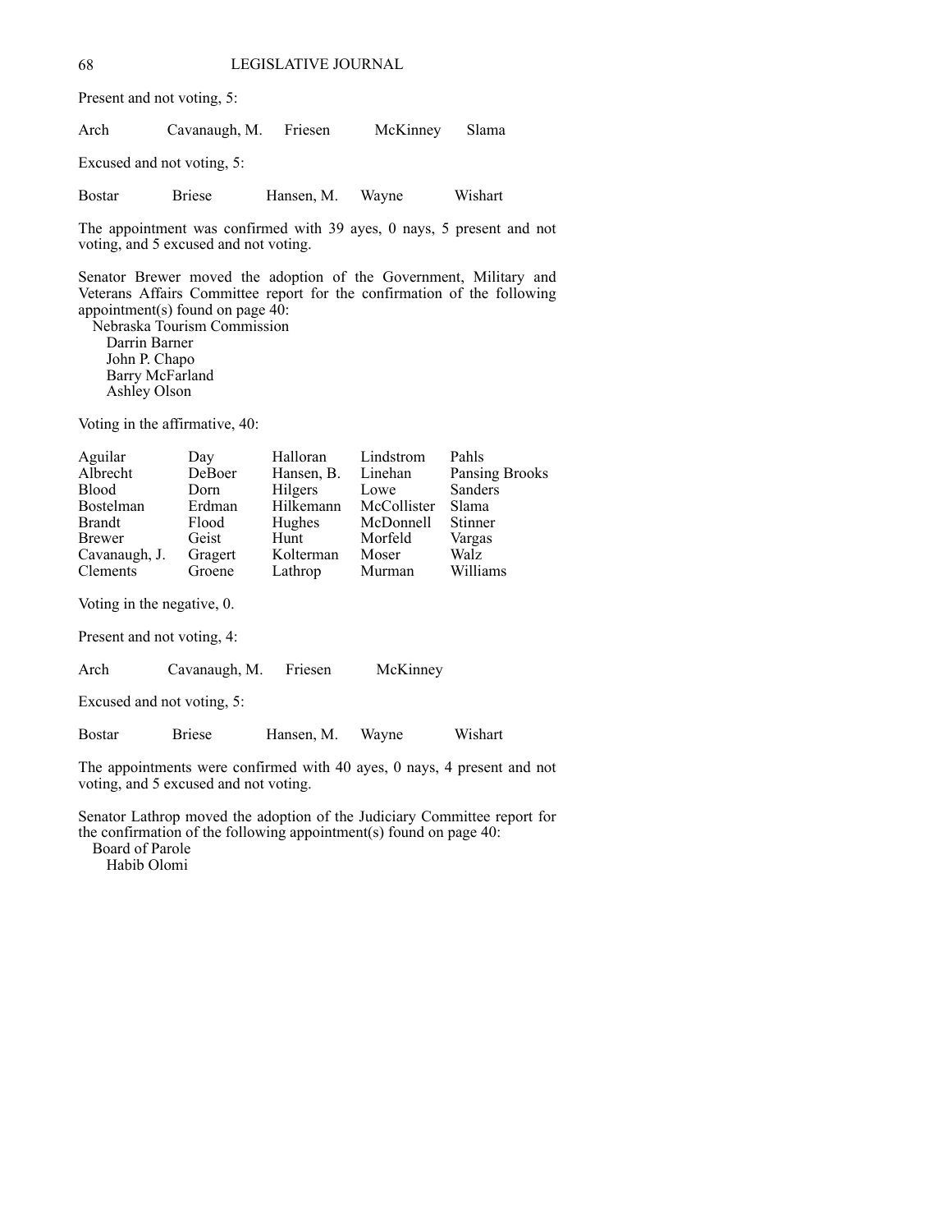Present and not voting, 5:

| Arch | Cavanaugh, M. | Friesen | McKinney | Slama |
|---|---|---|---|---|

Excused and not voting, 5:

| Bostar | Briese | Hansen, M. | Wayne | Wishart |
|---|---|---|---|---|

The appointment was confirmed with 39 ayes, 0 nays, 5 present and not voting, and 5 excused and not voting.

Senator Brewer moved the adoption of the Government, Military and Veterans Affairs Committee report for the confirmation of the following appointment(s) found on page 40:

Nebraska Tourism Commission
- Darrin Barner
- John P. Chapo
- Barry McFarland
- Ashley Olson

Voting in the affirmative, 40:

| Aguilar | Day | Halloran | Lindstrom | Pahls |
|---|---|---|---|---|
| Albrecht | DeBoer | Hansen, B. | Linehan | Pansing Brooks |
| Blood | Dorn | Hilgers | Lowe | Sanders |
| Bostelman | Erdman | Hilkemann | McCollister | Slama |
| Brandt | Flood | Hughes | McDonnell | Stinner |
| Brewer | Geist | Hunt | Morfeld | Vargas |
| Cavanaugh, J. | Gragert | Kolterman | Moser | Walz |
| Clements | Groene | Lathrop | Murman | Williams |

Voting in the negative, 0.

Present and not voting, 4:

| Arch | Cavanaugh, M. | Friesen | McKinney |
|---|---|---|---|

Excused and not voting, 5:

| Bostar | Briese | Hansen, M. | Wayne | Wishart |
|---|---|---|---|---|

The appointments were confirmed with 40 ayes, 0 nays, 4 present and not voting, and 5 excused and not voting.

Senator Lathrop moved the adoption of the Judiciary Committee report for the confirmation of the following appointment(s) found on page 40:

Board of Parole
- Habib Olomi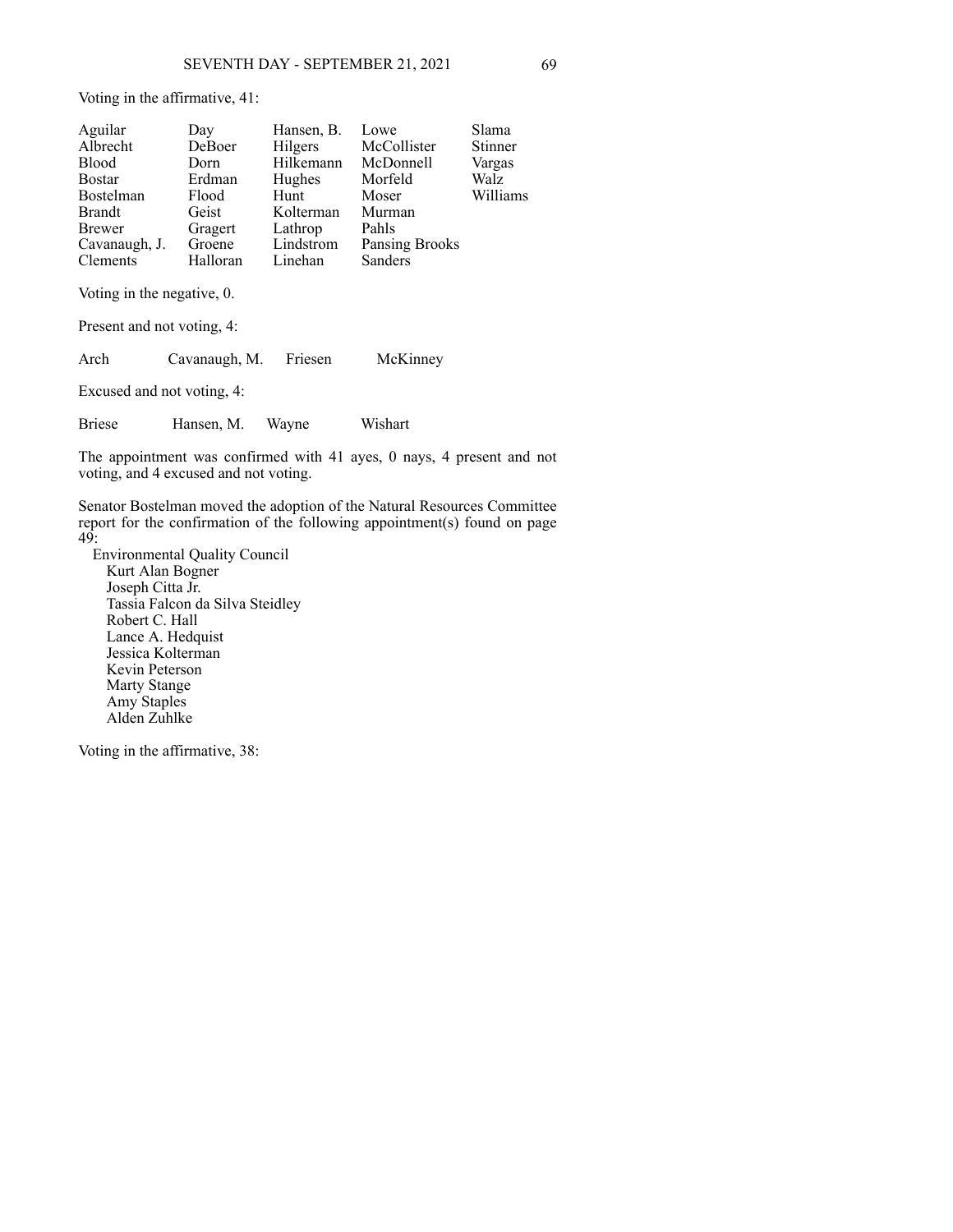Voting in the affirmative, 41:

| | | | | |
|---|---|---|---|---|
| Aguilar | Day | Hansen, B. | Lowe | Slama |
| Albrecht | DeBoer | Hilgers | McCollister | Stinner |
| Blood | Dorn | Hilkemann | McDonnell | Vargas |
| Bostar | Erdman | Hughes | Morfeld | Walz |
| Bostelman | Flood | Hunt | Moser | Williams |
| Brandt | Geist | Kolterman | Murman | |
| Brewer | Gragert | Lathrop | Pahls | |
| Cavanaugh, J. | Groene | Lindstrom | Pansing Brooks | |
| Clements | Halloran | Linehan | Sanders | |

Voting in the negative, 0.

Present and not voting, 4:

| | | | |
|---|---|---|---|
| Arch | Cavanaugh, M. | Friesen | McKinney |

Excused and not voting, 4:

| | | | |
|---|---|---|---|
| Briese | Hansen, M. | Wayne | Wishart |

The appointment was confirmed with 41 ayes, 0 nays, 4 present and not voting, and 4 excused and not voting.

Senator Bostelman moved the adoption of the Natural Resources Committee report for the confirmation of the following appointment(s) found on page 49:

Environmental Quality Council
- Kurt Alan Bogner
- Joseph Citta Jr.
- Tassia Falcon da Silva Steidley
- Robert C. Hall
- Lance A. Hedquist
- Jessica Kolterman
- Kevin Peterson
- Marty Stange
- Amy Staples
- Alden Zuhlke

Voting in the affirmative, 38: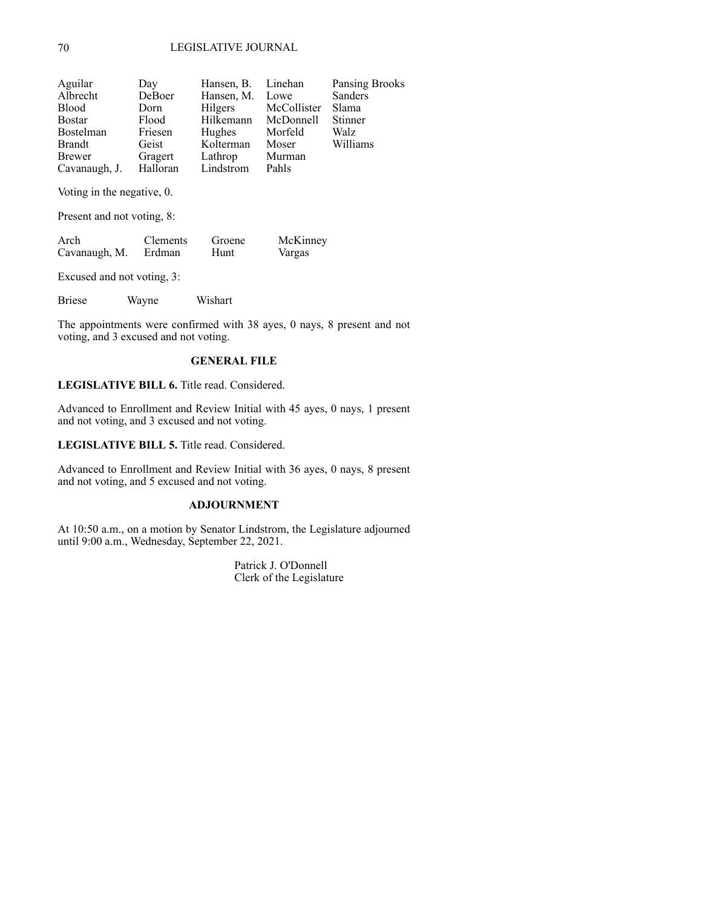| | | | | |
|---|---|---|---|---|
| Aguilar | Day | Hansen, B. | Linehan | Pansing Brooks |
| Albrecht | DeBoer | Hansen, M. | Lowe | Sanders |
| Blood | Dorn | Hilgers | McCollister | Slama |
| Bostar | Flood | Hilkemann | McDonnell | Stinner |
| Bostelman | Friesen | Hughes | Morfeld | Walz |
| Brandt | Geist | Kolterman | Moser | Williams |
| Brewer | Gragert | Lathrop | Murman | |
| Cavanaugh, J. | Halloran | Lindstrom | Pahls | |

Voting in the negative, 0.

Present and not voting, 8:

| | | | |
|---|---|---|---|
| Arch | Clements | Groene | McKinney |
| Cavanaugh, M. | Erdman | Hunt | Vargas |

Excused and not voting, 3:

| | | |
|---|---|---|
| Briese | Wayne | Wishart |

The appointments were confirmed with 38 ayes, 0 nays, 8 present and not voting, and 3 excused and not voting.

## GENERAL FILE

**LEGISLATIVE BILL 6.** Title read. Considered.

Advanced to Enrollment and Review Initial with 45 ayes, 0 nays, 1 present and not voting, and 3 excused and not voting.

**LEGISLATIVE BILL 5.** Title read. Considered.

Advanced to Enrollment and Review Initial with 36 ayes, 0 nays, 8 present and not voting, and 5 excused and not voting.

## ADJOURNMENT

At 10:50 a.m., on a motion by Senator Lindstrom, the Legislature adjourned until 9:00 a.m., Wednesday, September 22, 2021.

Patrick J. O'Donnell
Clerk of the Legislature